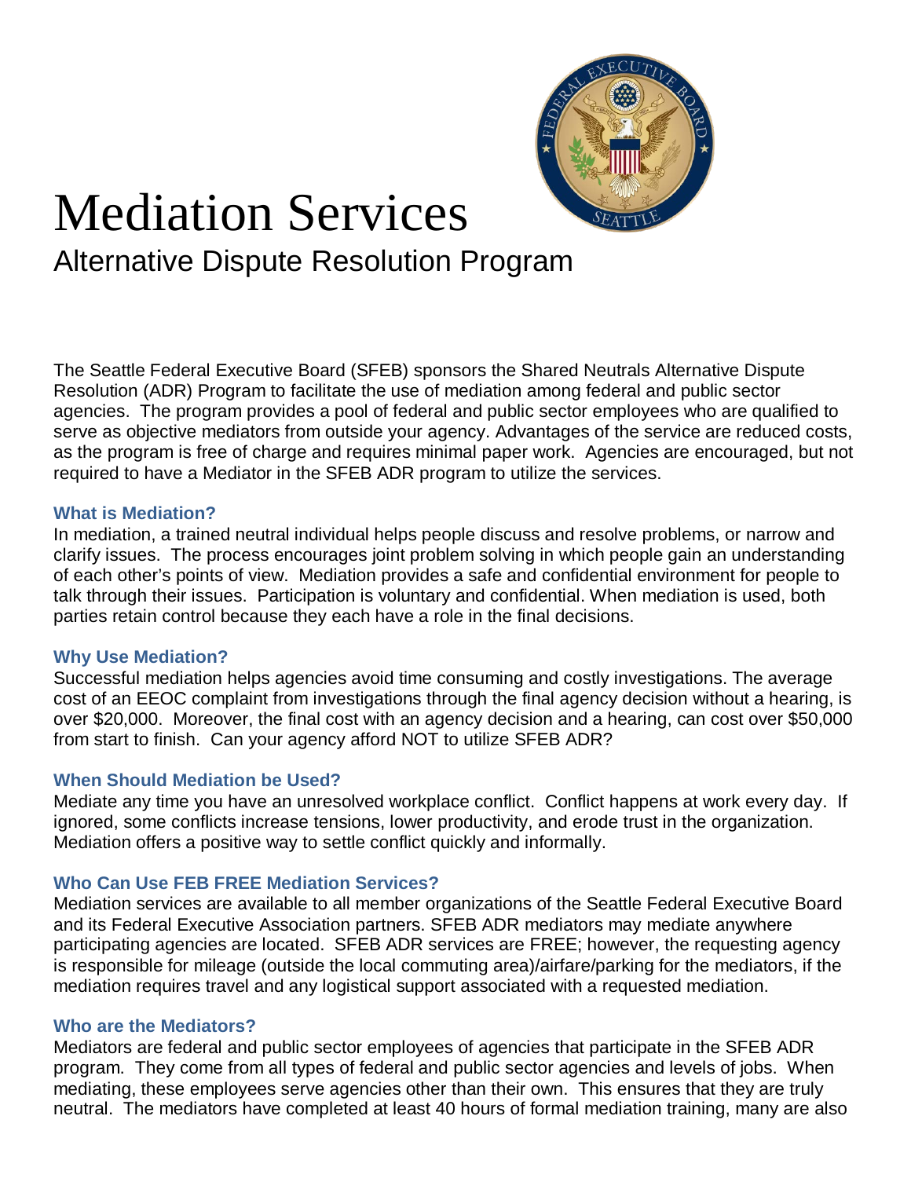# Mediation Services

## Alternative Dispute Resolution Program

The Seattle Federal Executive Board (SFEB) sponsors the Shared Neutrals Alternative Dispute Resolution (ADR) Program to facilitate the use of mediation among federal and public sector agencies. The program provides a pool of federal and public sector employees who are qualified to serve as objective mediators from outside your agency. Advantages of the service are reduced costs, as the program is free of charge and requires minimal paper work. Agencies are encouraged, but not required to have a Mediator in the SFEB ADR program to utilize the services.

### What is Mediation?

In mediation, a trained neutral individual helps people discuss and resolve problems, or narrow and clarify issues. The process encourages joint problem solving in which people gain an understanding of each other's points of view. Mediation provides a safe and confidential environment for people to talk through their issues. Participation is voluntary and confidential. When mediation is used, both parties retain control because they each have a role in the final decisions.

### Why Use Mediation?

Successful mediation helps agencies avoid time consuming and costly investigations. The average cost of an EEOC complaint from investigations through the final agency decision without a hearing, is over $20,000. Moreover, the final cost with an agency decision and a hearing, can cost over $50,000 from start to finish. Can your agency afford NOT to utilize SFEB ADR?

### When Should Mediation be Used?

Mediate any time you have an unresolved workplace conflict. Conflict happens at work every day. If ignored, some conflicts increase tensions, lower productivity, and erode trust in the organization. Mediation offers a positive way to settle conflict quickly and informally.

### Who Can Use FEB FREE Mediation Services?

Mediation services are available to all member organizations of the Seattle Federal Executive Board and its Federal Executive Association partners. SFEB ADR mediators may mediate anywhere participating agencies are located. SFEB ADR services are FREE; however, the requesting agency is responsible for mileage (outside the local commuting area)/airfare/parking for the mediators, if the mediation requires travel and any logistical support associated with a requested mediation.

### Who are the Mediators?

Mediators are federal and public sector employees of agencies that participate in the SFEB ADR program. They come from all types of federal and public sector agencies and levels of jobs. When mediating, these employees serve agencies other than their own. This ensures that they are truly neutral. The mediators have completed at least 40 hours of formal mediation training, many are also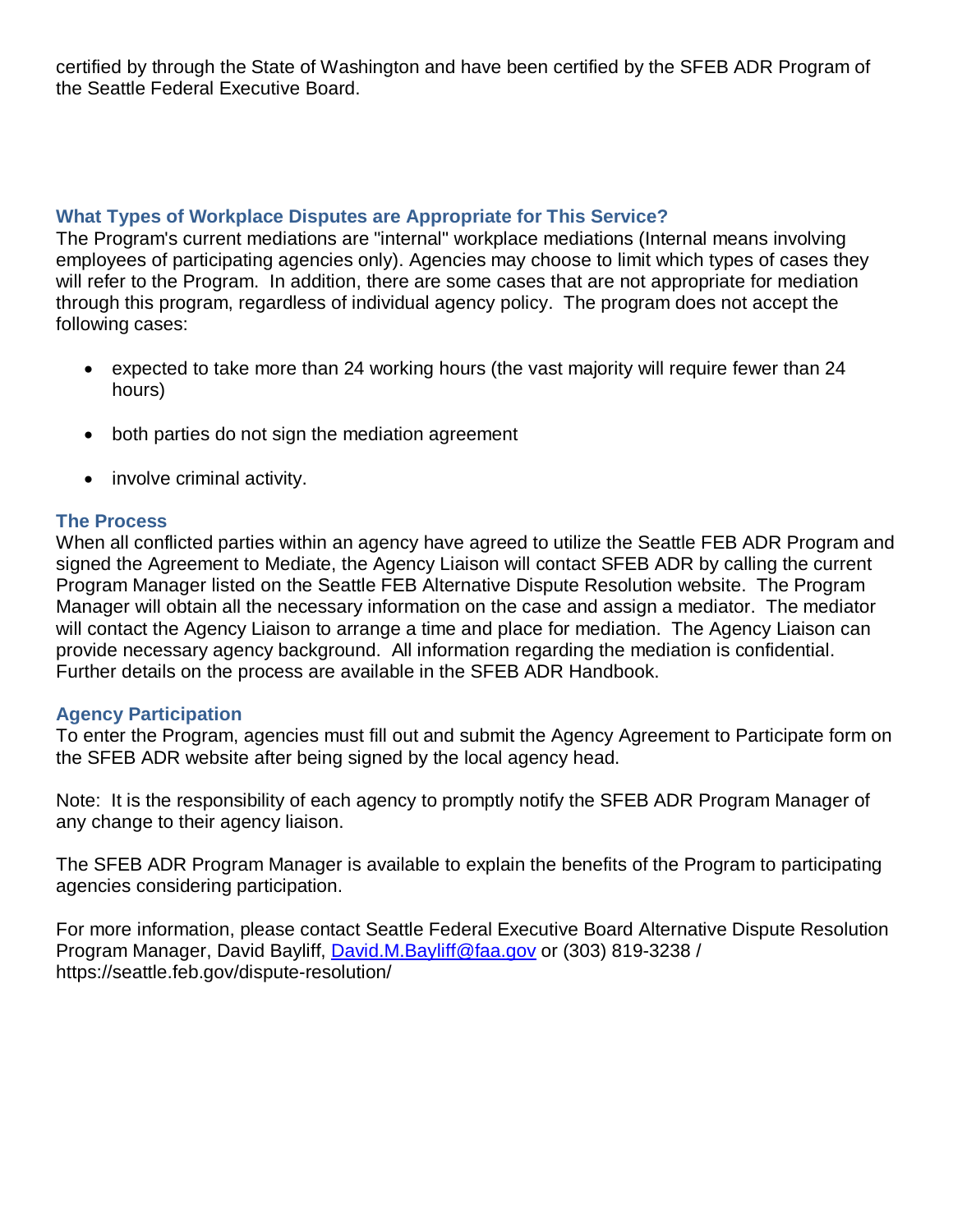certified by through the State of Washington and have been certified by the SFEB ADR Program of the Seattle Federal Executive Board.

### What Types of Workplace Disputes are Appropriate for This Service?

The Program's current mediations are "internal" workplace mediations (Internal means involving employees of participating agencies only). Agencies may choose to limit which types of cases they will refer to the Program. In addition, there are some cases that are not appropriate for mediation through this program, regardless of individual agency policy. The program does not accept the following cases:

- expected to take more than 24 working hours (the vast majority will require fewer than 24 hours)
- both parties do not sign the mediation agreement
- involve criminal activity.

### The Process

When all conflicted parties within an agency have agreed to utilize the Seattle FEB ADR Program and signed the Agreement to Mediate, the Agency Liaison will contact SFEB ADR by calling the current Program Manager listed on the Seattle FEB Alternative Dispute Resolution website. The Program Manager will obtain all the necessary information on the case and assign a mediator. The mediator will contact the Agency Liaison to arrange a time and place for mediation. The Agency Liaison can provide necessary agency background. All information regarding the mediation is confidential. Further details on the process are available in the SFEB ADR Handbook.

### Agency Participation

To enter the Program, agencies must fill out and submit the Agency Agreement to Participate form on the SFEB ADR website after being signed by the local agency head.

Note: It is the responsibility of each agency to promptly notify the SFEB ADR Program Manager of any change to their agency liaison.

The SFEB ADR Program Manager is available to explain the benefits of the Program to participating agencies considering participation.

For more information, please contact Seattle Federal Executive Board Alternative Dispute Resolution Program Manager, David Bayliff, [David.M.Bayliff@faa.gov](mailto:David.M.Bayliff@faa.gov) or (303) 819-3238 / https://seattle.feb.gov/dispute-resolution/